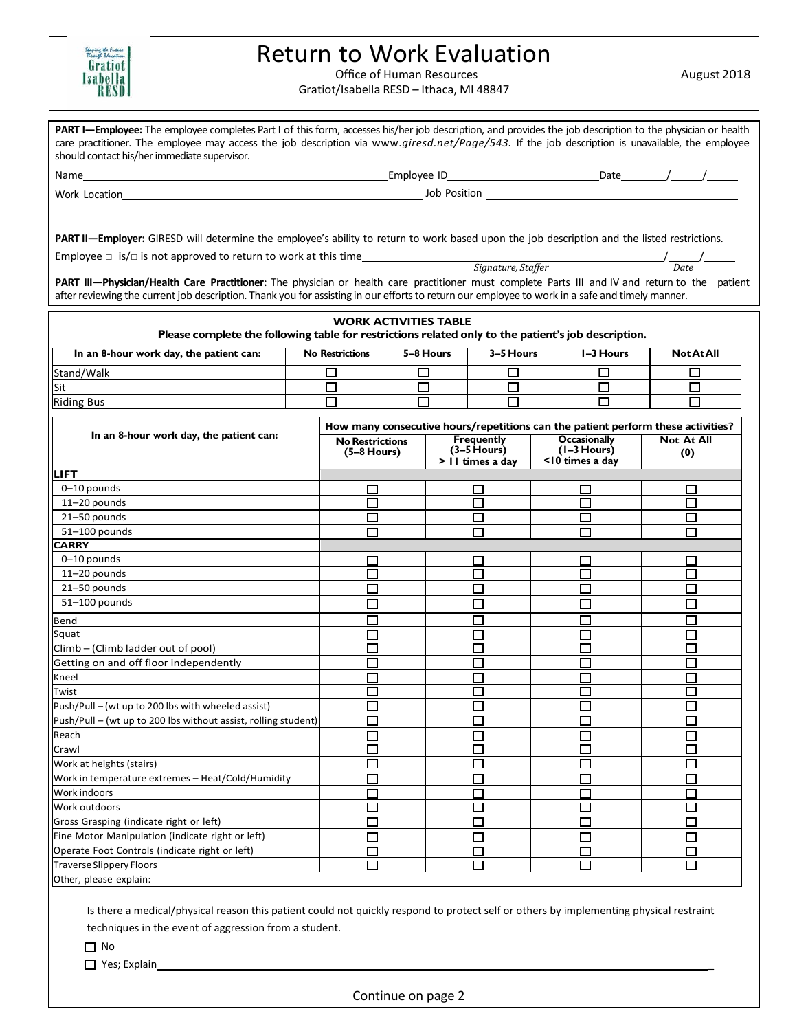# Return to Work Evaluation

Office of Human Resources
Gratiot/Isabella RESD – Ithaca, MI 48847

August 2018

**PART I—Employee:** The employee completes Part I of this form, accesses his/her job description, and provides the job description to the physician or health care practitioner. The employee may access the job description via *www.giresd.net/Page/543.* If the job description is unavailable, the employee should contact his/her immediate supervisor.

Name_______________________________ Employee ID_______________ Date____/____/____

Work Location_______________________________ Job Position_______________________________

**PART II—Employer:** GIRESD will determine the employee's ability to return to work based upon the job description and the listed restrictions.

Employee □ is/□ is not approved to return to work at this time_______________________________ ____/____/____

*Signature, Staffer* *Date*

**PART III—Physician/Health Care Practitioner:** The physician or health care practitioner must complete Parts III and IV and return to the patient after reviewing the current job description. Thank you for assisting in our efforts to return our employee to work in a safe and timely manner.

**WORK ACTIVITIES TABLE**

**Please complete the following table for restrictions related only to the patient's job description.**

| In an 8-hour work day, the patient can: | No Restrictions | 5–8 Hours | 3–5 Hours | 1–3 Hours | Not At All |
|---|---|---|---|---|---|
| Stand/Walk | ☐ | ☐ | ☐ | ☐ | ☐ |
| Sit | ☐ | ☐ | ☐ | ☐ | ☐ |
| Riding Bus | ☐ | ☐ | ☐ | ☐ | ☐ |

| In an 8-hour work day, the patient can: | How many consecutive hours/repetitions can the patient perform these activities? | | | |
|---|---|---|---|---|
| | No Restrictions (5–8 Hours) | Frequently (3–5 Hours) > 11 times a day | Occasionally (1–3 Hours) <10 times a day | Not At All (0) |
| **LIFT** | | | | |
| 0–10 pounds | ☐ | ☐ | ☐ | ☐ |
| 11–20 pounds | ☐ | ☐ | ☐ | ☐ |
| 21–50 pounds | ☐ | ☐ | ☐ | ☐ |
| 51–100 pounds | ☐ | ☐ | ☐ | ☐ |
| **CARRY** | | | | |
| 0–10 pounds | ☐ | ☐ | ☐ | ☐ |
| 11–20 pounds | ☐ | ☐ | ☐ | ☐ |
| 21–50 pounds | ☐ | ☐ | ☐ | ☐ |
| 51–100 pounds | ☐ | ☐ | ☐ | ☐ |
| Bend | ☐ | ☐ | ☐ | ☐ |
| Squat | ☐ | ☐ | ☐ | ☐ |
| Climb – (Climb ladder out of pool) | ☐ | ☐ | ☐ | ☐ |
| Getting on and off floor independently | ☐ | ☐ | ☐ | ☐ |
| Kneel | ☐ | ☐ | ☐ | ☐ |
| Twist | ☐ | ☐ | ☐ | ☐ |
| Push/Pull – (wt up to 200 lbs with wheeled assist) | ☐ | ☐ | ☐ | ☐ |
| Push/Pull – (wt up to 200 lbs without assist, rolling student) | ☐ | ☐ | ☐ | ☐ |
| Reach | ☐ | ☐ | ☐ | ☐ |
| Crawl | ☐ | ☐ | ☐ | ☐ |
| Work at heights (stairs) | ☐ | ☐ | ☐ | ☐ |
| Work in temperature extremes – Heat/Cold/Humidity | ☐ | ☐ | ☐ | ☐ |
| Work indoors | ☐ | ☐ | ☐ | ☐ |
| Work outdoors | ☐ | ☐ | ☐ | ☐ |
| Gross Grasping (indicate right or left) | ☐ | ☐ | ☐ | ☐ |
| Fine Motor Manipulation (indicate right or left) | ☐ | ☐ | ☐ | ☐ |
| Operate Foot Controls (indicate right or left) | ☐ | ☐ | ☐ | ☐ |
| Traverse Slippery Floors | ☐ | ☐ | ☐ | ☐ |
| Other, please explain: | | | | |

Is there a medical/physical reason this patient could not quickly respond to protect self or others by implementing physical restraint techniques in the event of aggression from a student.

☐ No

☐ Yes; Explain_______________________________________________

Continue on page 2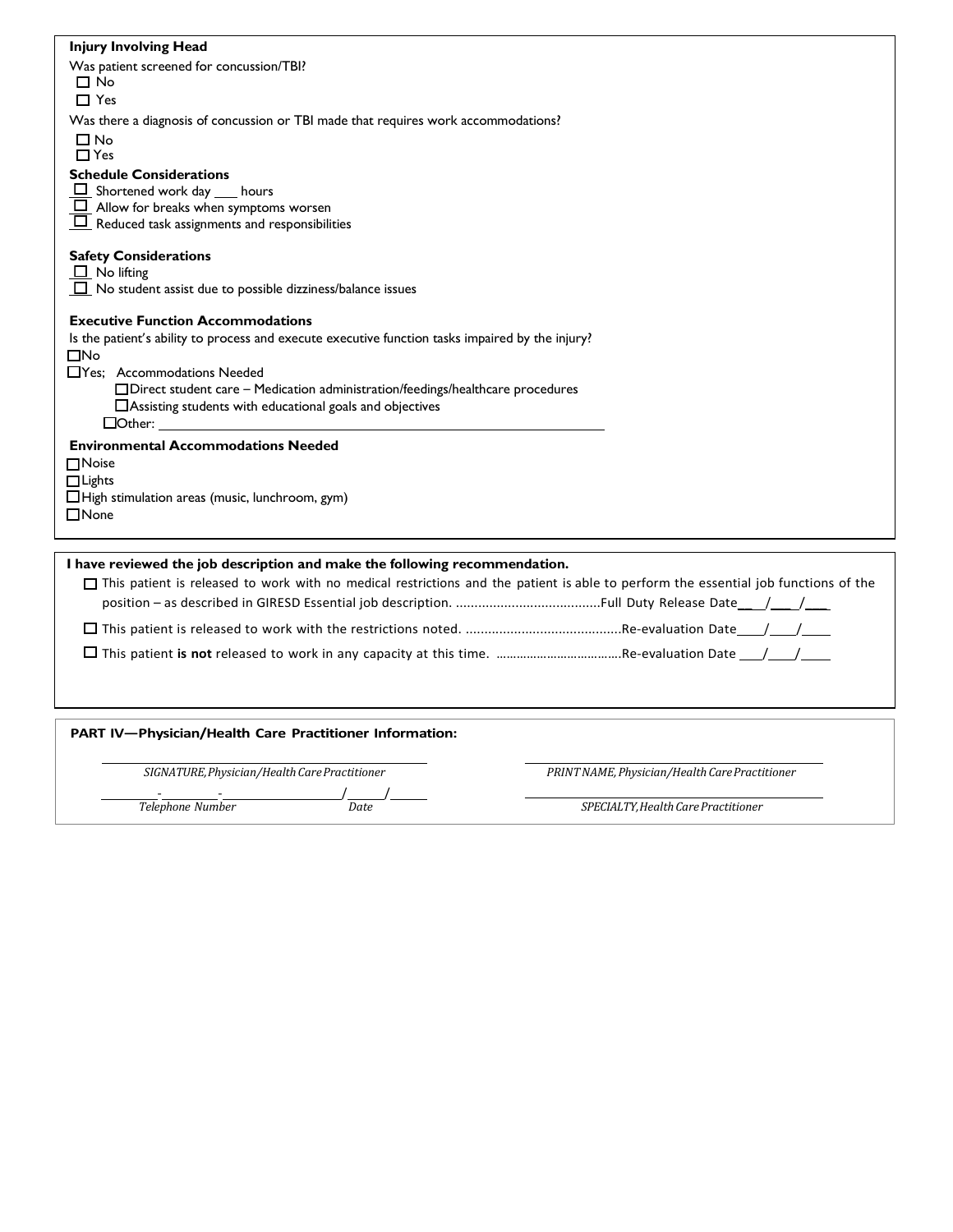**Injury Involving Head**

Was patient screened for concussion/TBI?

☐ No
☐ Yes

Was there a diagnosis of concussion or TBI made that requires work accommodations?

☐ No
☐ Yes

**Schedule Considerations**

☐ Shortened work day ___ hours
☐ Allow for breaks when symptoms worsen
☐ Reduced task assignments and responsibilities

**Safety Considerations**

☐ No lifting
☐ No student assist due to possible dizziness/balance issues

**Executive Function Accommodations**

Is the patient's ability to process and execute executive function tasks impaired by the injury?

☐No
☐Yes; Accommodations Needed
  ☐Direct student care – Medication administration/feedings/healthcare procedures
  ☐Assisting students with educational goals and objectives
  ☐Other: ______________________________

**Environmental Accommodations Needed**

☐Noise
☐Lights
☐High stimulation areas (music, lunchroom, gym)
☐None

**I have reviewed the job description and make the following recommendation.**

☐ This patient is released to work with no medical restrictions and the patient is able to perform the essential job functions of the position – as described in GIRESD Essential job description. .......................................Full Duty Release Date___/___/___

☐ This patient is released to work with the restrictions noted. ..........................................Re-evaluation Date____/____/____

☐ This patient **is not** released to work in any capacity at this time. ....................................Re-evaluation Date ____/____/____

**PART IV—Physician/Health Care Practitioner Information:**

______________________________
*SIGNATURE, Physician/Health Care Practitioner*

______________________________
*PRINT NAME, Physician/Health Care Practitioner*

____-____-________ ____/____/____
*Telephone Number* *Date*

______________________________
*SPECIALTY, Health Care Practitioner*